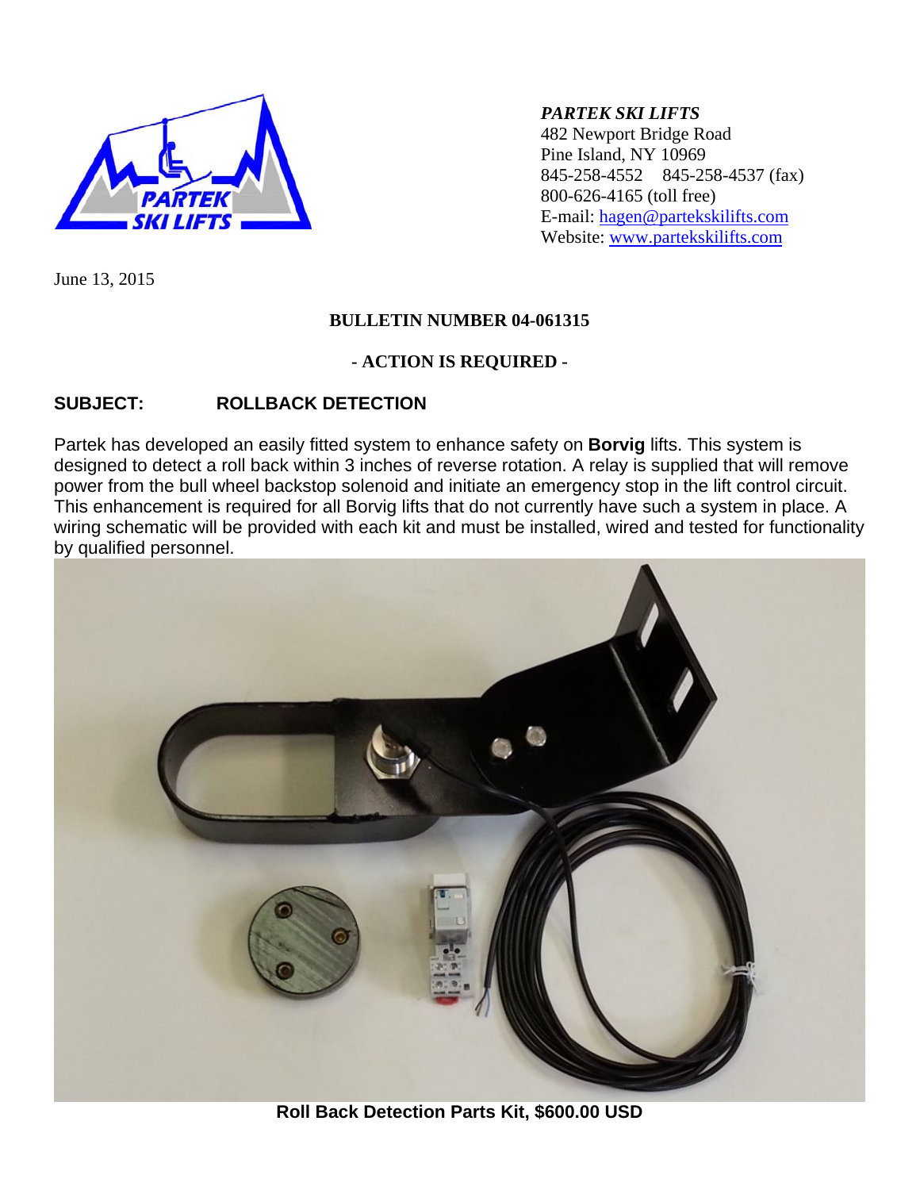*PARTEK SKI LIFTS*
482 Newport Bridge Road
Pine Island, NY 10969
845-258-4552    845-258-4537 (fax)
800-626-4165 (toll free)
E-mail: hagen@partekskilifts.com
Website: www.partekskilifts.com

June 13, 2015

**BULLETIN NUMBER 04-061315**

**- ACTION IS REQUIRED -**

**SUBJECT:    ROLLBACK DETECTION**

Partek has developed an easily fitted system to enhance safety on **Borvig** lifts. This system is designed to detect a roll back within 3 inches of reverse rotation. A relay is supplied that will remove power from the bull wheel backstop solenoid and initiate an emergency stop in the lift control circuit. This enhancement is required for all Borvig lifts that do not currently have such a system in place. A wiring schematic will be provided with each kit and must be installed, wired and tested for functionality by qualified personnel.

**Roll Back Detection Parts Kit, $600.00 USD**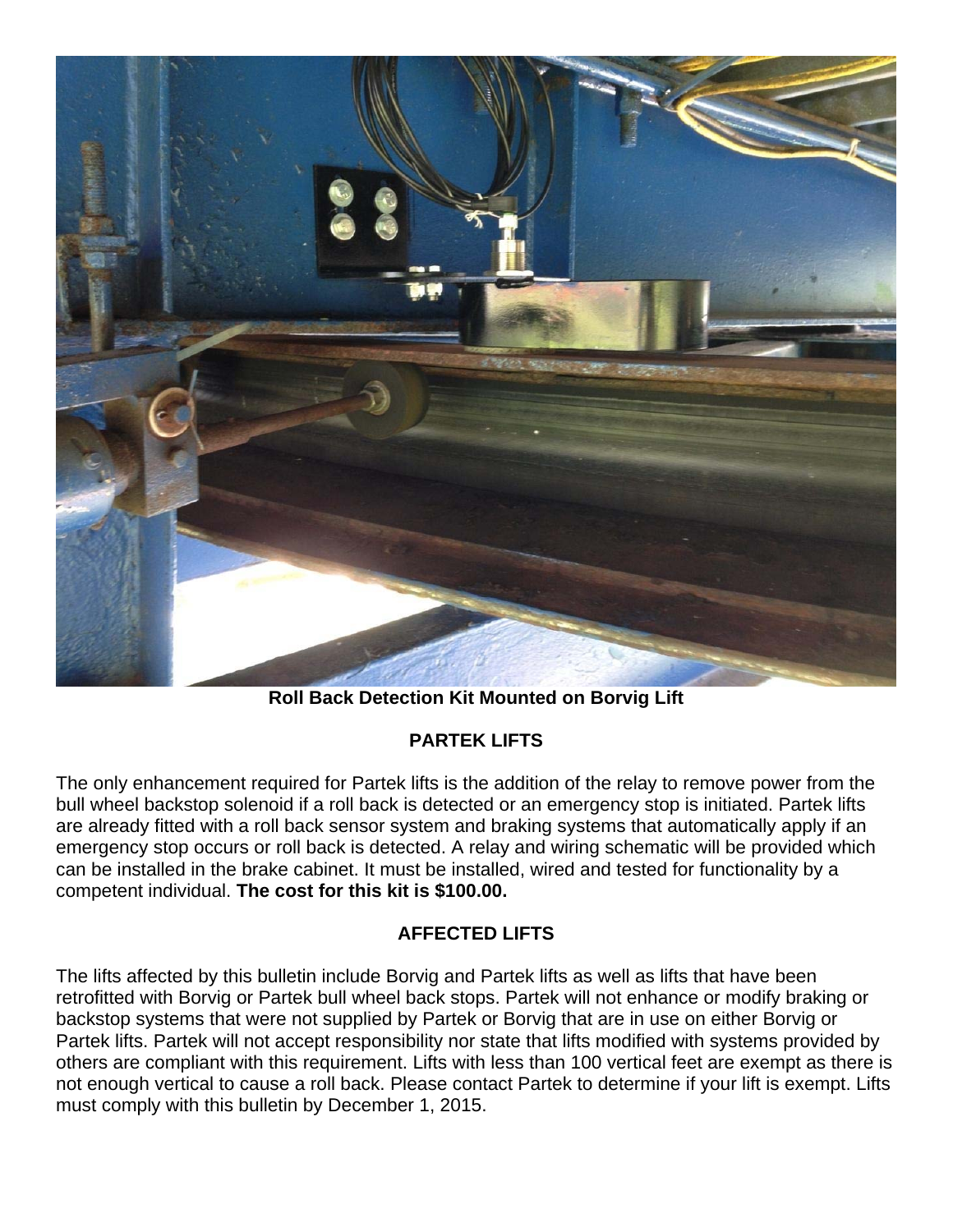**Roll Back Detection Kit Mounted on Borvig Lift**

## PARTEK LIFTS

The only enhancement required for Partek lifts is the addition of the relay to remove power from the bull wheel backstop solenoid if a roll back is detected or an emergency stop is initiated. Partek lifts are already fitted with a roll back sensor system and braking systems that automatically apply if an emergency stop occurs or roll back is detected. A relay and wiring schematic will be provided which can be installed in the brake cabinet. It must be installed, wired and tested for functionality by a competent individual. **The cost for this kit is $100.00.**

## AFFECTED LIFTS

The lifts affected by this bulletin include Borvig and Partek lifts as well as lifts that have been retrofitted with Borvig or Partek bull wheel back stops. Partek will not enhance or modify braking or backstop systems that were not supplied by Partek or Borvig that are in use on either Borvig or Partek lifts. Partek will not accept responsibility nor state that lifts modified with systems provided by others are compliant with this requirement. Lifts with less than 100 vertical feet are exempt as there is not enough vertical to cause a roll back. Please contact Partek to determine if your lift is exempt. Lifts must comply with this bulletin by December 1, 2015.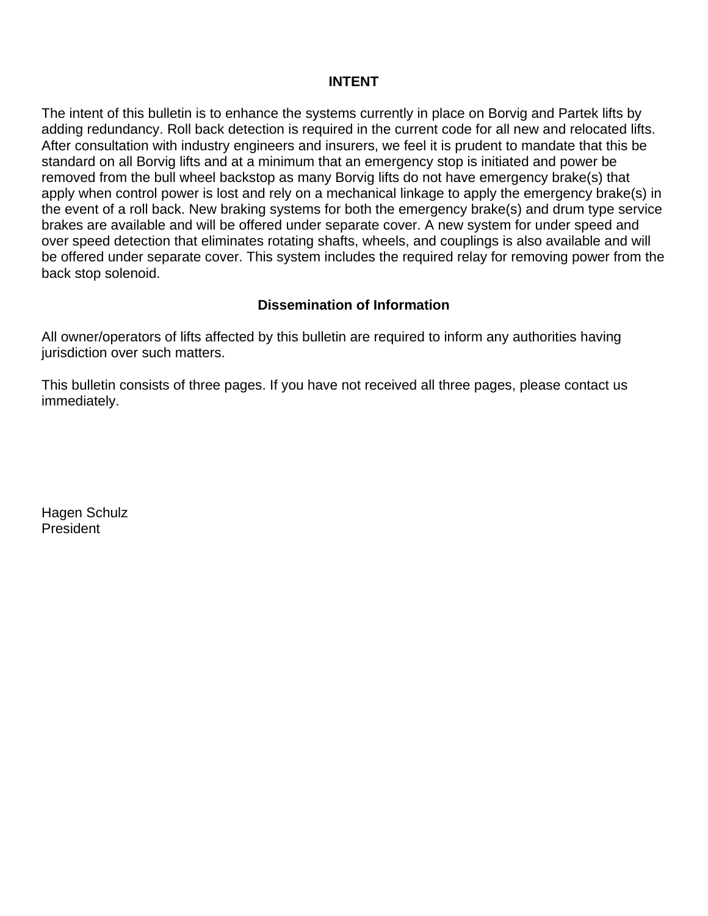## INTENT

The intent of this bulletin is to enhance the systems currently in place on Borvig and Partek lifts by adding redundancy. Roll back detection is required in the current code for all new and relocated lifts. After consultation with industry engineers and insurers, we feel it is prudent to mandate that this be standard on all Borvig lifts and at a minimum that an emergency stop is initiated and power be removed from the bull wheel backstop as many Borvig lifts do not have emergency brake(s) that apply when control power is lost and rely on a mechanical linkage to apply the emergency brake(s) in the event of a roll back. New braking systems for both the emergency brake(s) and drum type service brakes are available and will be offered under separate cover. A new system for under speed and over speed detection that eliminates rotating shafts, wheels, and couplings is also available and will be offered under separate cover. This system includes the required relay for removing power from the back stop solenoid.

## Dissemination of Information

All owner/operators of lifts affected by this bulletin are required to inform any authorities having jurisdiction over such matters.

This bulletin consists of three pages. If you have not received all three pages, please contact us immediately.

Hagen Schulz
President